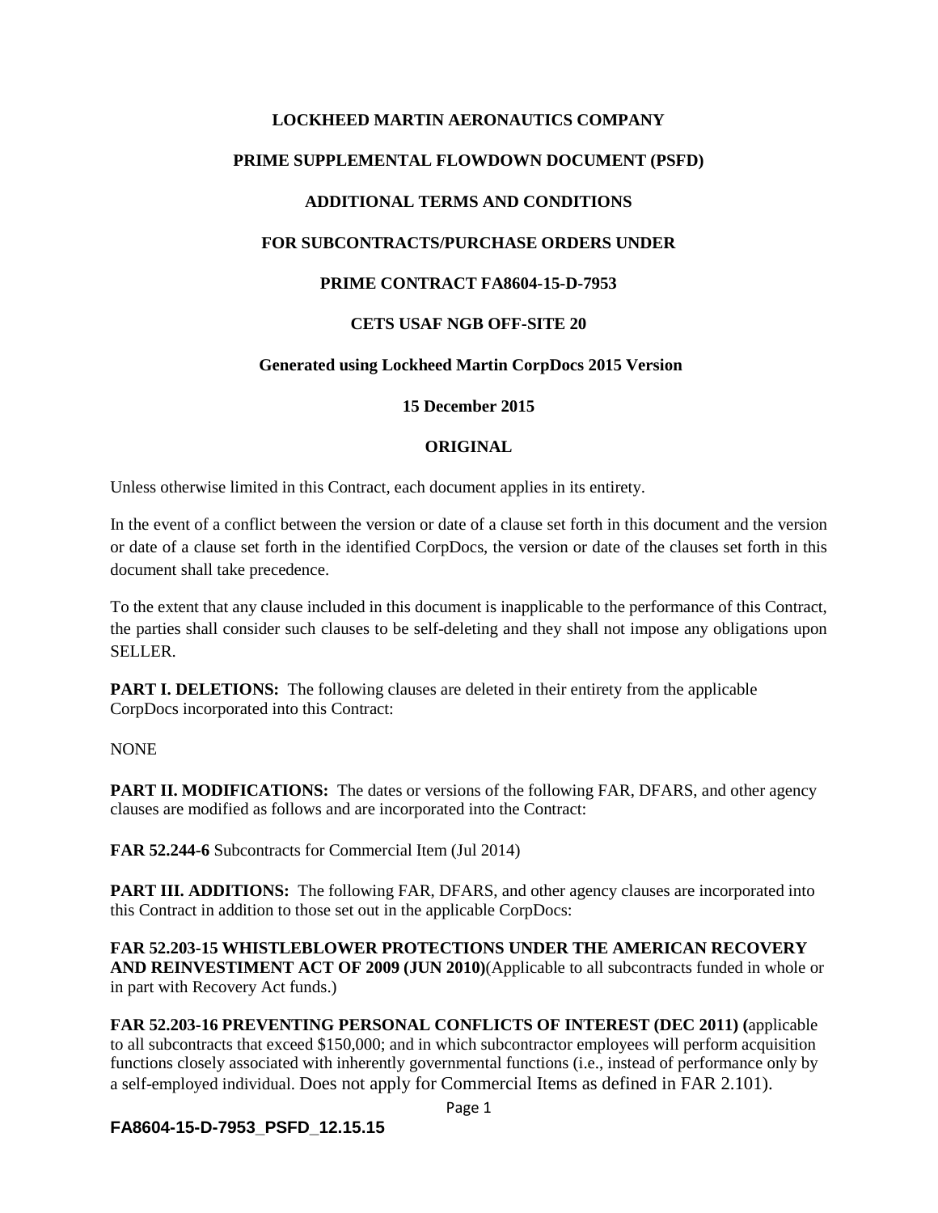**LOCKHEED MARTIN AERONAUTICS COMPANY**

**PRIME SUPPLEMENTAL FLOWDOWN DOCUMENT (PSFD)**

**ADDITIONAL TERMS AND CONDITIONS**

**FOR SUBCONTRACTS/PURCHASE ORDERS UNDER**

**PRIME CONTRACT FA8604-15-D-7953**

**CETS USAF NGB OFF-SITE 20**

**Generated using Lockheed Martin CorpDocs 2015 Version**

**15 December 2015**

**ORIGINAL**

Unless otherwise limited in this Contract, each document applies in its entirety.

In the event of a conflict between the version or date of a clause set forth in this document and the version or date of a clause set forth in the identified CorpDocs, the version or date of the clauses set forth in this document shall take precedence.

To the extent that any clause included in this document is inapplicable to the performance of this Contract, the parties shall consider such clauses to be self-deleting and they shall not impose any obligations upon SELLER.

**PART I. DELETIONS:** The following clauses are deleted in their entirety from the applicable CorpDocs incorporated into this Contract:

NONE

**PART II. MODIFICATIONS:** The dates or versions of the following FAR, DFARS, and other agency clauses are modified as follows and are incorporated into the Contract:

**FAR 52.244-6** Subcontracts for Commercial Item (Jul 2014)

**PART III. ADDITIONS:** The following FAR, DFARS, and other agency clauses are incorporated into this Contract in addition to those set out in the applicable CorpDocs:

**FAR 52.203-15 WHISTLEBLOWER PROTECTIONS UNDER THE AMERICAN RECOVERY AND REINVESTIMENT ACT OF 2009 (JUN 2010)**(Applicable to all subcontracts funded in whole or in part with Recovery Act funds.)

**FAR 52.203-16 PREVENTING PERSONAL CONFLICTS OF INTEREST (DEC 2011) (**applicable to all subcontracts that exceed $150,000; and in which subcontractor employees will perform acquisition functions closely associated with inherently governmental functions (i.e., instead of performance only by a self-employed individual. Does not apply for Commercial Items as defined in FAR 2.101).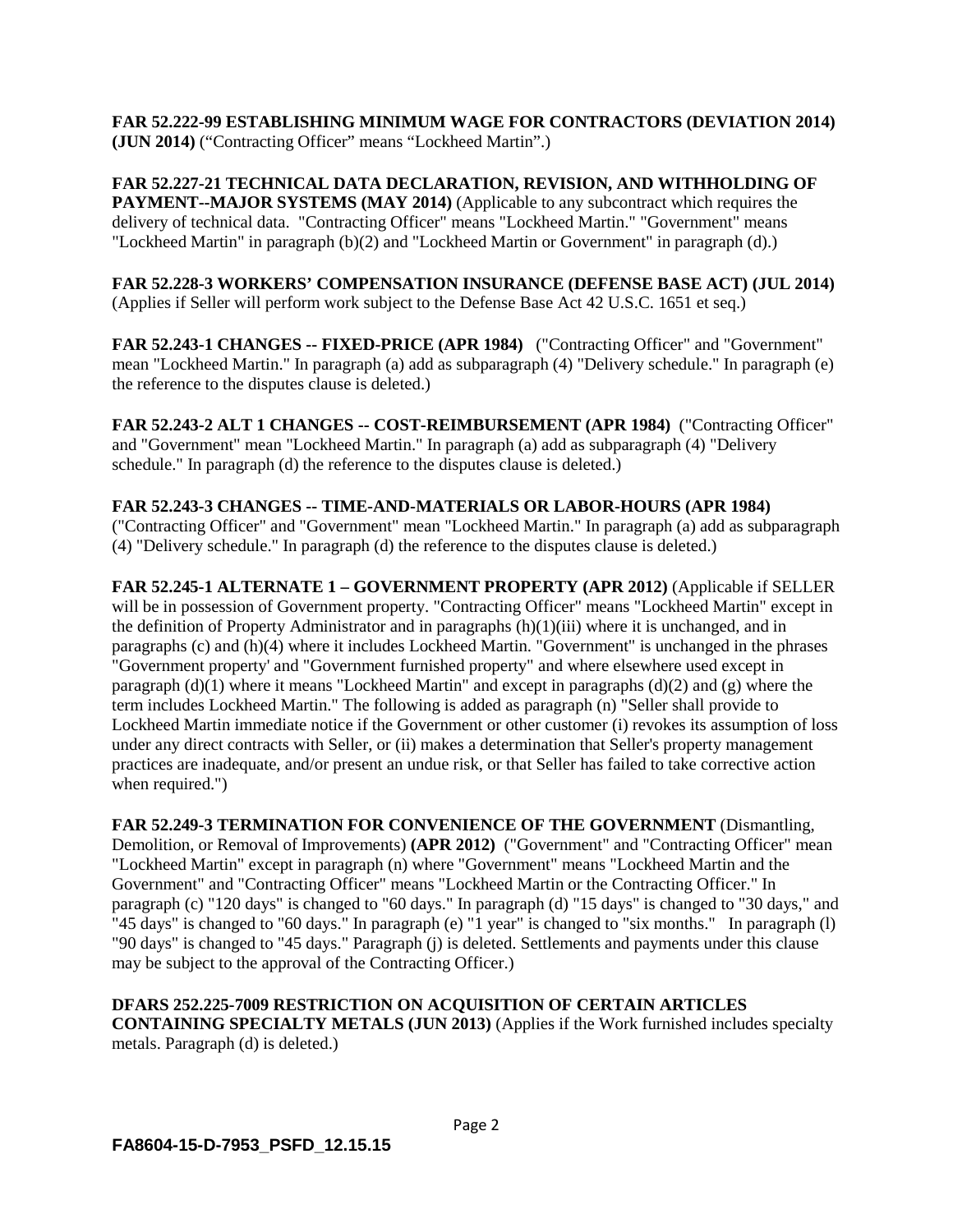**FAR 52.222-99 ESTABLISHING MINIMUM WAGE FOR CONTRACTORS (DEVIATION 2014) (JUN 2014)** ("Contracting Officer" means "Lockheed Martin".)

**FAR 52.227-21 TECHNICAL DATA DECLARATION, REVISION, AND WITHHOLDING OF PAYMENT--MAJOR SYSTEMS (MAY 2014)** (Applicable to any subcontract which requires the delivery of technical data. "Contracting Officer" means "Lockheed Martin." "Government" means "Lockheed Martin" in paragraph (b)(2) and "Lockheed Martin or Government" in paragraph (d).)

**FAR 52.228-3 WORKERS' COMPENSATION INSURANCE (DEFENSE BASE ACT) (JUL 2014)** (Applies if Seller will perform work subject to the Defense Base Act 42 U.S.C. 1651 et seq.)

**FAR 52.243-1 CHANGES -- FIXED-PRICE (APR 1984)** ("Contracting Officer" and "Government" mean "Lockheed Martin." In paragraph (a) add as subparagraph (4) "Delivery schedule." In paragraph (e) the reference to the disputes clause is deleted.)

**FAR 52.243-2 ALT 1 CHANGES -- COST-REIMBURSEMENT (APR 1984)** ("Contracting Officer" and "Government" mean "Lockheed Martin." In paragraph (a) add as subparagraph (4) "Delivery schedule." In paragraph (d) the reference to the disputes clause is deleted.)

**FAR 52.243-3 CHANGES -- TIME-AND-MATERIALS OR LABOR-HOURS (APR 1984)** ("Contracting Officer" and "Government" mean "Lockheed Martin." In paragraph (a) add as subparagraph (4) "Delivery schedule." In paragraph (d) the reference to the disputes clause is deleted.)

**FAR 52.245-1 ALTERNATE 1 – GOVERNMENT PROPERTY (APR 2012)** (Applicable if SELLER will be in possession of Government property. "Contracting Officer" means "Lockheed Martin" except in the definition of Property Administrator and in paragraphs (h)(1)(iii) where it is unchanged, and in paragraphs (c) and (h)(4) where it includes Lockheed Martin. "Government" is unchanged in the phrases "Government property' and "Government furnished property" and where elsewhere used except in paragraph (d)(1) where it means "Lockheed Martin" and except in paragraphs (d)(2) and (g) where the term includes Lockheed Martin." The following is added as paragraph (n) "Seller shall provide to Lockheed Martin immediate notice if the Government or other customer (i) revokes its assumption of loss under any direct contracts with Seller, or (ii) makes a determination that Seller's property management practices are inadequate, and/or present an undue risk, or that Seller has failed to take corrective action when required.")

**FAR 52.249-3 TERMINATION FOR CONVENIENCE OF THE GOVERNMENT** (Dismantling, Demolition, or Removal of Improvements) **(APR 2012)** ("Government" and "Contracting Officer" mean "Lockheed Martin" except in paragraph (n) where "Government" means "Lockheed Martin and the Government" and "Contracting Officer" means "Lockheed Martin or the Contracting Officer." In paragraph (c) "120 days" is changed to "60 days." In paragraph (d) "15 days" is changed to "30 days," and "45 days" is changed to "60 days." In paragraph (e) "1 year" is changed to "six months." In paragraph (l) "90 days" is changed to "45 days." Paragraph (j) is deleted. Settlements and payments under this clause may be subject to the approval of the Contracting Officer.)

**DFARS 252.225-7009 RESTRICTION ON ACQUISITION OF CERTAIN ARTICLES CONTAINING SPECIALTY METALS (JUN 2013)** (Applies if the Work furnished includes specialty metals. Paragraph (d) is deleted.)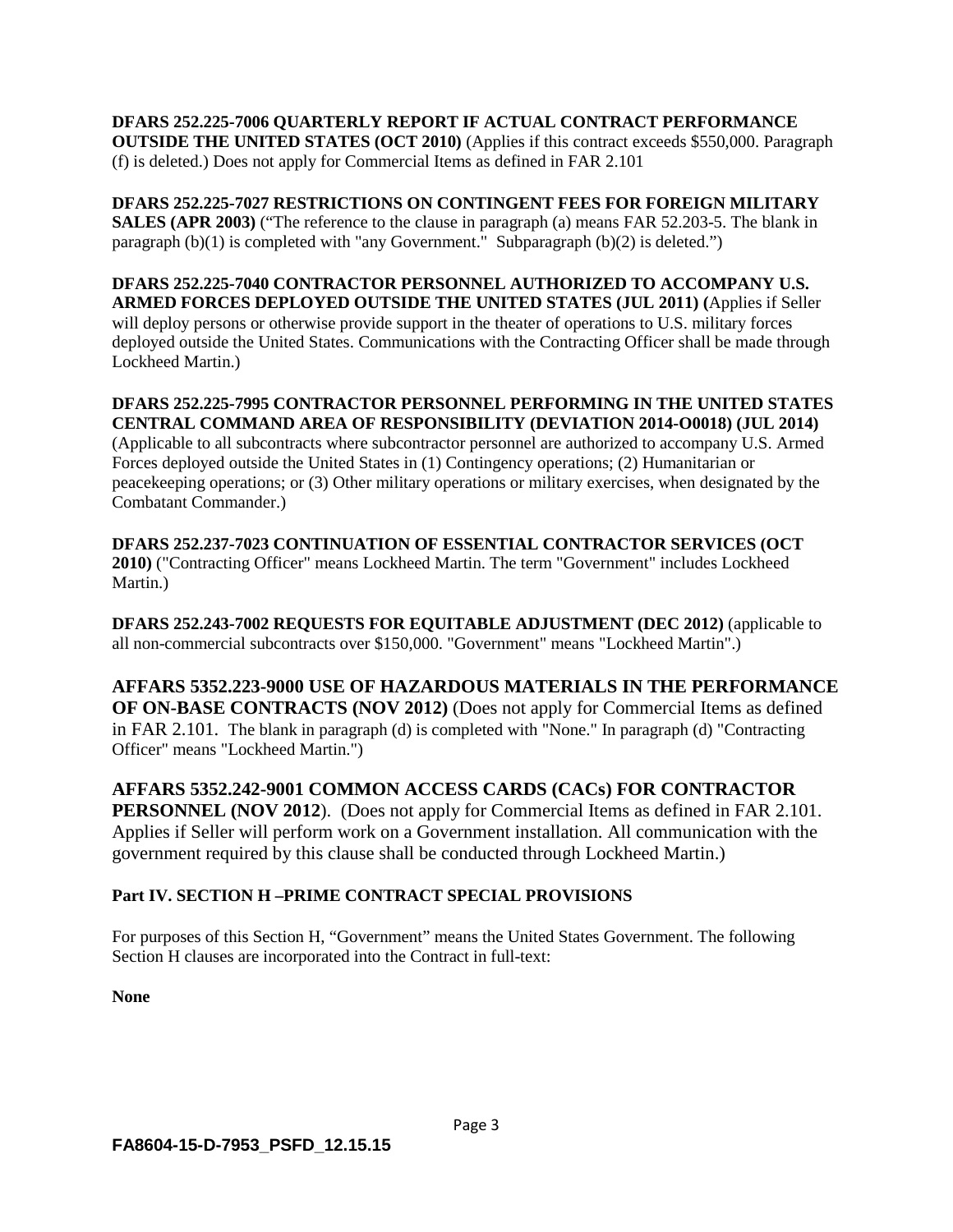**DFARS 252.225-7006 QUARTERLY REPORT IF ACTUAL CONTRACT PERFORMANCE OUTSIDE THE UNITED STATES (OCT 2010)** (Applies if this contract exceeds $550,000. Paragraph (f) is deleted.) Does not apply for Commercial Items as defined in FAR 2.101

**DFARS 252.225-7027 RESTRICTIONS ON CONTINGENT FEES FOR FOREIGN MILITARY SALES (APR 2003)** ("The reference to the clause in paragraph (a) means FAR 52.203-5. The blank in paragraph (b)(1) is completed with "any Government." Subparagraph (b)(2) is deleted.")

**DFARS 252.225-7040 CONTRACTOR PERSONNEL AUTHORIZED TO ACCOMPANY U.S. ARMED FORCES DEPLOYED OUTSIDE THE UNITED STATES (JUL 2011) (**Applies if Seller will deploy persons or otherwise provide support in the theater of operations to U.S. military forces deployed outside the United States. Communications with the Contracting Officer shall be made through Lockheed Martin.)

**DFARS 252.225-7995 CONTRACTOR PERSONNEL PERFORMING IN THE UNITED STATES CENTRAL COMMAND AREA OF RESPONSIBILITY (DEVIATION 2014-O0018) (JUL 2014)** (Applicable to all subcontracts where subcontractor personnel are authorized to accompany U.S. Armed Forces deployed outside the United States in (1) Contingency operations; (2) Humanitarian or peacekeeping operations; or (3) Other military operations or military exercises, when designated by the Combatant Commander.)

**DFARS 252.237-7023 CONTINUATION OF ESSENTIAL CONTRACTOR SERVICES (OCT 2010)** ("Contracting Officer" means Lockheed Martin. The term "Government" includes Lockheed Martin.)

**DFARS 252.243-7002 REQUESTS FOR EQUITABLE ADJUSTMENT (DEC 2012)** (applicable to all non-commercial subcontracts over $150,000. "Government" means "Lockheed Martin".)

**AFFARS 5352.223-9000 USE OF HAZARDOUS MATERIALS IN THE PERFORMANCE OF ON-BASE CONTRACTS (NOV 2012)** (Does not apply for Commercial Items as defined in FAR 2.101. The blank in paragraph (d) is completed with "None." In paragraph (d) "Contracting Officer" means "Lockheed Martin.")

**AFFARS 5352.242-9001 COMMON ACCESS CARDS (CACs) FOR CONTRACTOR PERSONNEL (NOV 2012**). (Does not apply for Commercial Items as defined in FAR 2.101. Applies if Seller will perform work on a Government installation. All communication with the government required by this clause shall be conducted through Lockheed Martin.)

**Part IV. SECTION H –PRIME CONTRACT SPECIAL PROVISIONS**

For purposes of this Section H, "Government" means the United States Government. The following Section H clauses are incorporated into the Contract in full-text:

**None**

**FA8604-15-D-7953_PSFD_12.15.15**